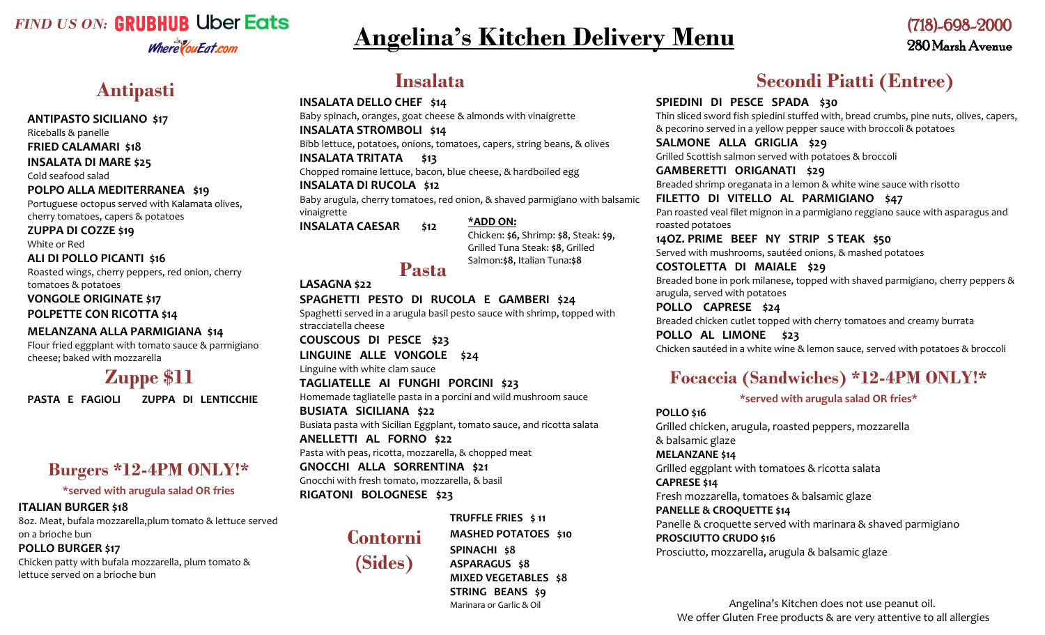*FIND US ON:* GRUBHUB Uber Eats WhereYouEat.com

# Angelina's Kitchen Delivery Menu

(718)-698-2000
280 Marsh Avenue

## Antipasti

**ANTIPASTO SICILIANO $17**
Riceballs & panelle

**FRIED CALAMARI $18**

**INSALATA DI MARE $25**
Cold seafood salad

**POLPO ALLA MEDITERRANEA $19**
Portuguese octopus served with Kalamata olives, cherry tomatoes, capers & potatoes

**ZUPPA DI COZZE $19**
White or Red

**ALI DI POLLO PICANTI $16**
Roasted wings, cherry peppers, red onion, cherry tomatoes & potatoes

**VONGOLE ORIGINATE $17**

**POLPETTE CON RICOTTA $14**

**MELANZANA ALLA PARMIGIANA $14**
Flour fried eggplant with tomato sauce & parmigiano cheese; baked with mozzarella

## Zuppe $11

**PASTA E FAGIOLI** **ZUPPA DI LENTICCHIE**

## Burgers *12-4PM ONLY!*

***served with arugula salad OR fries**

**ITALIAN BURGER $18**
8oz. Meat, bufala mozzarella,plum tomato & lettuce served on a brioche bun

**POLLO BURGER $17**
Chicken patty with bufala mozzarella, plum tomato & lettuce served on a brioche bun

## Insalata

**INSALATA DELLO CHEF $14**
Baby spinach, oranges, goat cheese & almonds with vinaigrette

**INSALATA STROMBOLI $14**
Bibb lettuce, potatoes, onions, tomatoes, capers, string beans, & olives

**INSALATA TRITATA $13**
Chopped romaine lettuce, bacon, blue cheese, & hardboiled egg

**INSALATA DI RUCOLA $12**
Baby arugula, cherry tomatoes, red onion, & shaved parmigiano with balsamic vinaigrette

**INSALATA CAESAR $12**

***ADD ON:**
Chicken: **$6**, Shrimp: **$8**, Steak: **$9**, Grilled Tuna Steak: **$8**, Grilled Salmon:**$8**, Italian Tuna:**$8**

## Pasta

**LASAGNA $22**

**SPAGHETTI PESTO DI RUCOLA E GAMBERI $24**
Spaghetti served in a arugula basil pesto sauce with shrimp, topped with stracciatella cheese

**COUSCOUS DI PESCE $23**

**LINGUINE ALLE VONGOLE $24**
Linguine with white clam sauce

**TAGLIATELLE AI FUNGHI PORCINI $23**
Homemade tagliatelle pasta in a porcini and wild mushroom sauce

**BUSIATA SICILIANA $22**
Busiata pasta with Sicilian Eggplant, tomato sauce, and ricotta salata

**ANELLETTI AL FORNO $22**
Pasta with peas, ricotta, mozzarella, & chopped meat

**GNOCCHI ALLA SORRENTINA $21**
Gnocchi with fresh tomato, mozzarella, & basil

**RIGATONI BOLOGNESE $23**

## Contorni (Sides)

**TRUFFLE FRIES $ 11**
**MASHED POTATOES $10**
**SPINACHI $8**
**ASPARAGUS $8**
**MIXED VEGETABLES $8**
**STRING BEANS $9**
Marinara or Garlic & Oil

## Secondi Piatti (Entree)

**SPIEDINI DI PESCE SPADA $30**
Thin sliced sword fish spiedini stuffed with, bread crumbs, pine nuts, olives, capers, & pecorino served in a yellow pepper sauce with broccoli & potatoes

**SALMONE ALLA GRIGLIA $29**
Grilled Scottish salmon served with potatoes & broccoli

**GAMBERETTI ORIGANATI $29**
Breaded shrimp oreganata in a lemon & white wine sauce with risotto

**FILETTO DI VITELLO AL PARMIGIANO $47**
Pan roasted veal filet mignon in a parmigiano reggiano sauce with asparagus and roasted potatoes

**14OZ. PRIME BEEF NY STRIP S TEAK $50**
Served with mushrooms, sautéed onions, & mashed potatoes

**COSTOLETTA DI MAIALE $29**
Breaded bone in pork milanese, topped with shaved parmigiano, cherry peppers & arugula, served with potatoes

**POLLO CAPRESE $24**
Breaded chicken cutlet topped with cherry tomatoes and creamy burrata

**POLLO AL LIMONE $23**
Chicken sautéed in a white wine & lemon sauce, served with potatoes & broccoli

## Focaccia (Sandwiches) *12-4PM ONLY!*

***served with arugula salad OR fries***

**POLLO $16**
Grilled chicken, arugula, roasted peppers, mozzarella & balsamic glaze

**MELANZANE $14**
Grilled eggplant with tomatoes & ricotta salata

**CAPRESE $14**
Fresh mozzarella, tomatoes & balsamic glaze

**PANELLE & CROQUETTE $14**
Panelle & croquette served with marinara & shaved parmigiano

**PROSCIUTTO CRUDO $16**
Prosciutto, mozzarella, arugula & balsamic glaze

Angelina's Kitchen does not use peanut oil.
We offer Gluten Free products & are very attentive to all allergies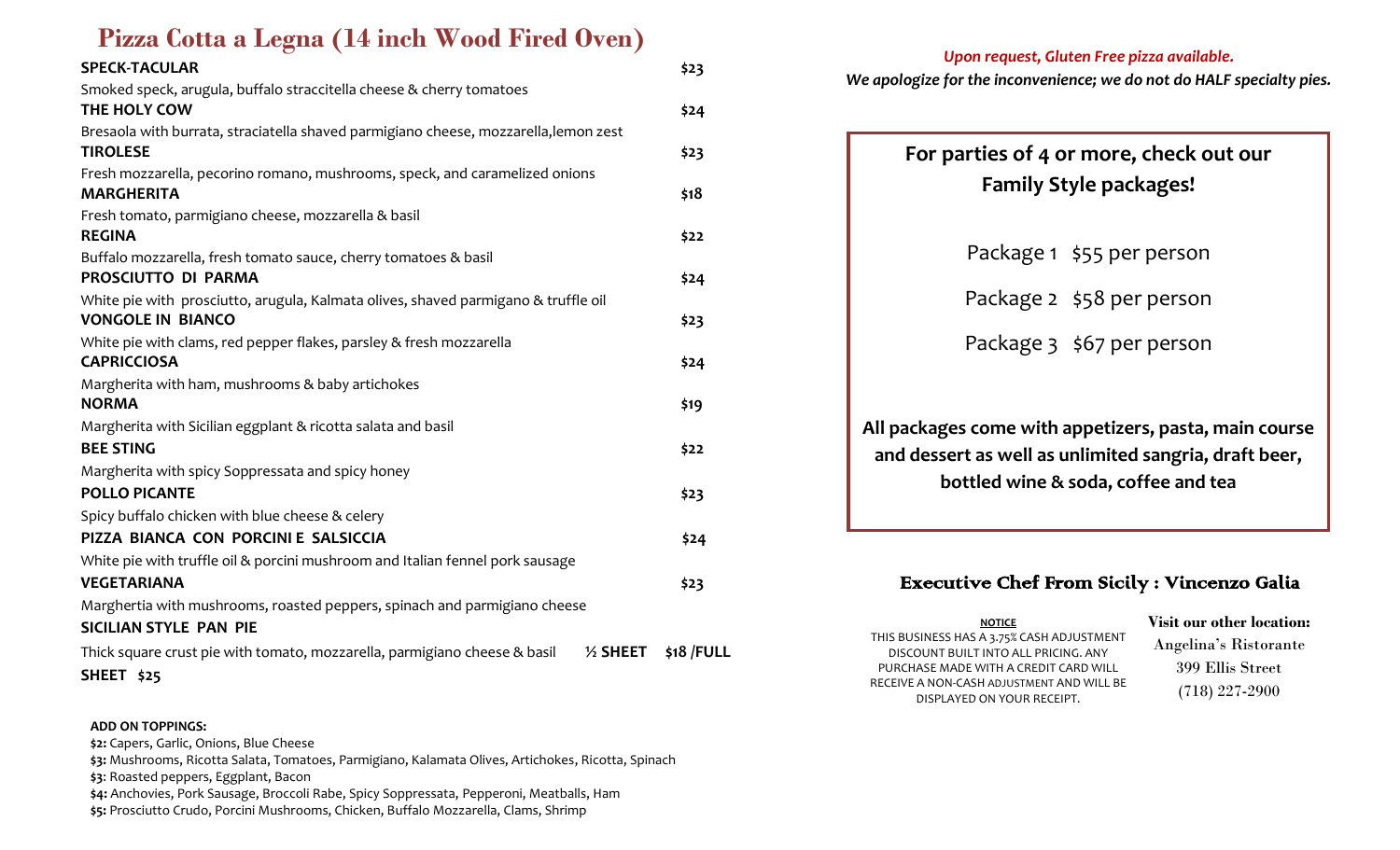# Pizza Cotta a Legna (14 inch Wood Fired Oven)

**SPECK-TACULAR** **$23**
Smoked speck, arugula, buffalo straccitella cheese & cherry tomatoes

**THE HOLY COW** **$24**
Bresaola with burrata, straciatella shaved parmigiano cheese, mozzarella,lemon zest

**TIROLESE** **$23**
Fresh mozzarella, pecorino romano, mushrooms, speck, and caramelized onions

**MARGHERITA** **$18**
Fresh tomato, parmigiano cheese, mozzarella & basil

**REGINA** **$22**
Buffalo mozzarella, fresh tomato sauce, cherry tomatoes & basil

**PROSCIUTTO DI PARMA** **$24**
White pie with prosciutto, arugula, Kalmata olives, shaved parmigano & truffle oil

**VONGOLE IN BIANCO** **$23**
White pie with clams, red pepper flakes, parsley & fresh mozzarella

**CAPRICCIOSA** **$24**
Margherita with ham, mushrooms & baby artichokes

**NORMA** **$19**
Margherita with Sicilian eggplant & ricotta salata and basil

**BEE STING** **$22**
Margherita with spicy Soppressata and spicy honey

**POLLO PICANTE** **$23**
Spicy buffalo chicken with blue cheese & celery

**PIZZA BIANCA CON PORCINI E SALSICCIA** **$24**
White pie with truffle oil & porcini mushroom and Italian fennel pork sausage

**VEGETARIANA** **$23**
Marghertia with mushrooms, roasted peppers, spinach and parmigiano cheese

**SICILIAN STYLE PAN PIE**
Thick square crust pie with tomato, mozzarella, parmigiano cheese & basil **½ SHEET $18 /FULL SHEET $25**

**ADD ON TOPPINGS:**
**$2:** Capers, Garlic, Onions, Blue Cheese
**$3:** Mushrooms, Ricotta Salata, Tomatoes, Parmigiano, Kalamata Olives, Artichokes, Ricotta, Spinach
**$3**: Roasted peppers, Eggplant, Bacon
**$4:** Anchovies, Pork Sausage, Broccoli Rabe, Spicy Soppressata, Pepperoni, Meatballs, Ham
**$5:** Prosciutto Crudo, Porcini Mushrooms, Chicken, Buffalo Mozzarella, Clams, Shrimp

***Upon request, Gluten Free pizza available.***
***We apologize for the inconvenience; we do not do HALF specialty pies.***

**For parties of 4 or more, check out our Family Style packages!**

Package 1 $55 per person
Package 2 $58 per person
Package 3 $67 per person

**All packages come with appetizers, pasta, main course and dessert as well as unlimited sangria, draft beer, bottled wine & soda, coffee and tea**

## Executive Chef From Sicily : Vincenzo Galia

**NOTICE**
THIS BUSINESS HAS A 3.75% CASH ADJUSTMENT DISCOUNT BUILT INTO ALL PRICING. ANY PURCHASE MADE WITH A CREDIT CARD WILL RECEIVE A NON-CASH ADJUSTMENT AND WILL BE DISPLAYED ON YOUR RECEIPT.

**Visit our other location:**
Angelina's Ristorante
399 Ellis Street
(718) 227-2900